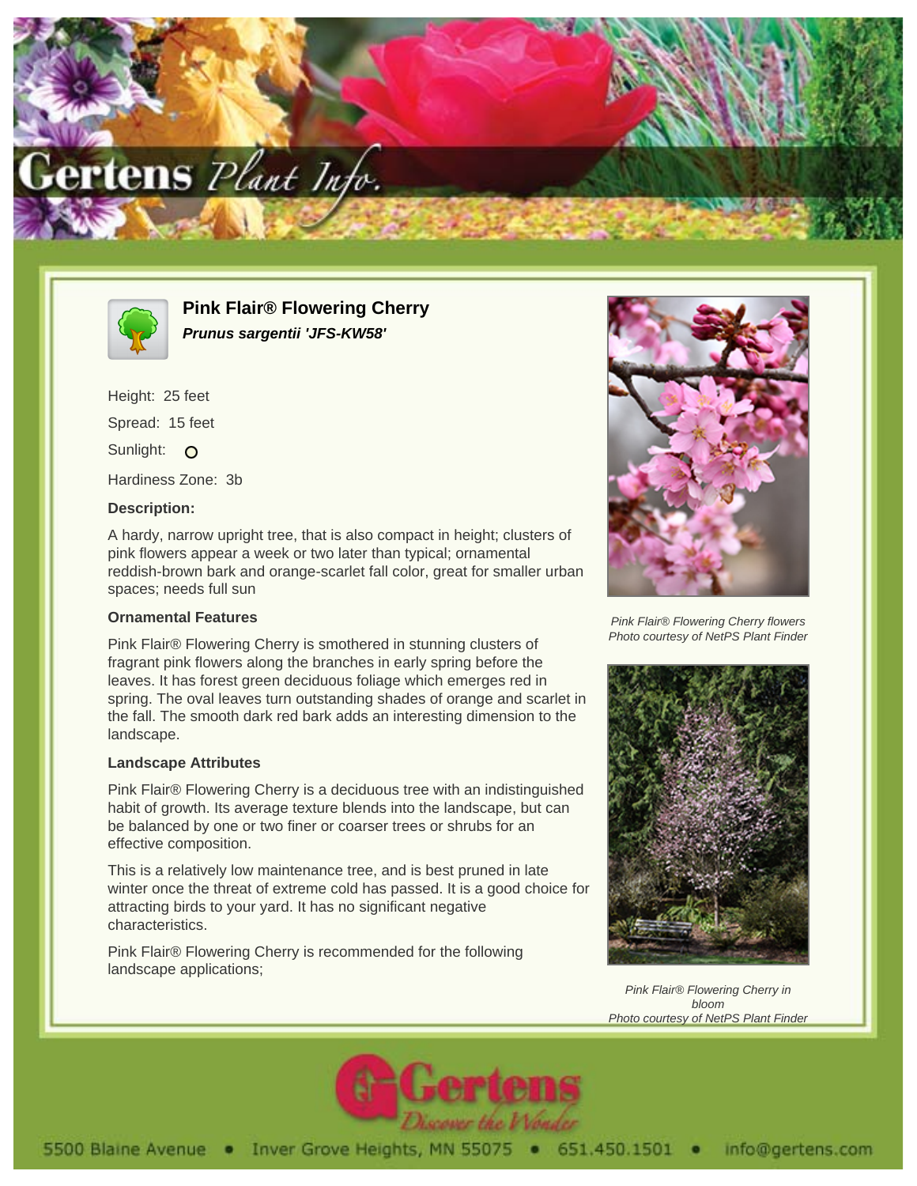# Pink Flair® Flowering Cherry

***Prunus sargentii 'JFS-KW58'***

Height: 25 feet

Spread: 15 feet

Sunlight: O

Hardiness Zone: 3b

### Description:

A hardy, narrow upright tree, that is also compact in height; clusters of pink flowers appear a week or two later than typical; ornamental reddish-brown bark and orange-scarlet fall color, great for smaller urban spaces; needs full sun

### Ornamental Features

Pink Flair® Flowering Cherry is smothered in stunning clusters of fragrant pink flowers along the branches in early spring before the leaves. It has forest green deciduous foliage which emerges red in spring. The oval leaves turn outstanding shades of orange and scarlet in the fall. The smooth dark red bark adds an interesting dimension to the landscape.

### Landscape Attributes

Pink Flair® Flowering Cherry is a deciduous tree with an indistinguished habit of growth. Its average texture blends into the landscape, but can be balanced by one or two finer or coarser trees or shrubs for an effective composition.

This is a relatively low maintenance tree, and is best pruned in late winter once the threat of extreme cold has passed. It is a good choice for attracting birds to your yard. It has no significant negative characteristics.

Pink Flair® Flowering Cherry is recommended for the following landscape applications;

*Pink Flair® Flowering Cherry flowers*
*Photo courtesy of NetPS Plant Finder*

*Pink Flair® Flowering Cherry in bloom*
*Photo courtesy of NetPS Plant Finder*

5500 Blaine Avenue • Inver Grove Heights, MN 55075 • 651.450.1501 • info@gertens.com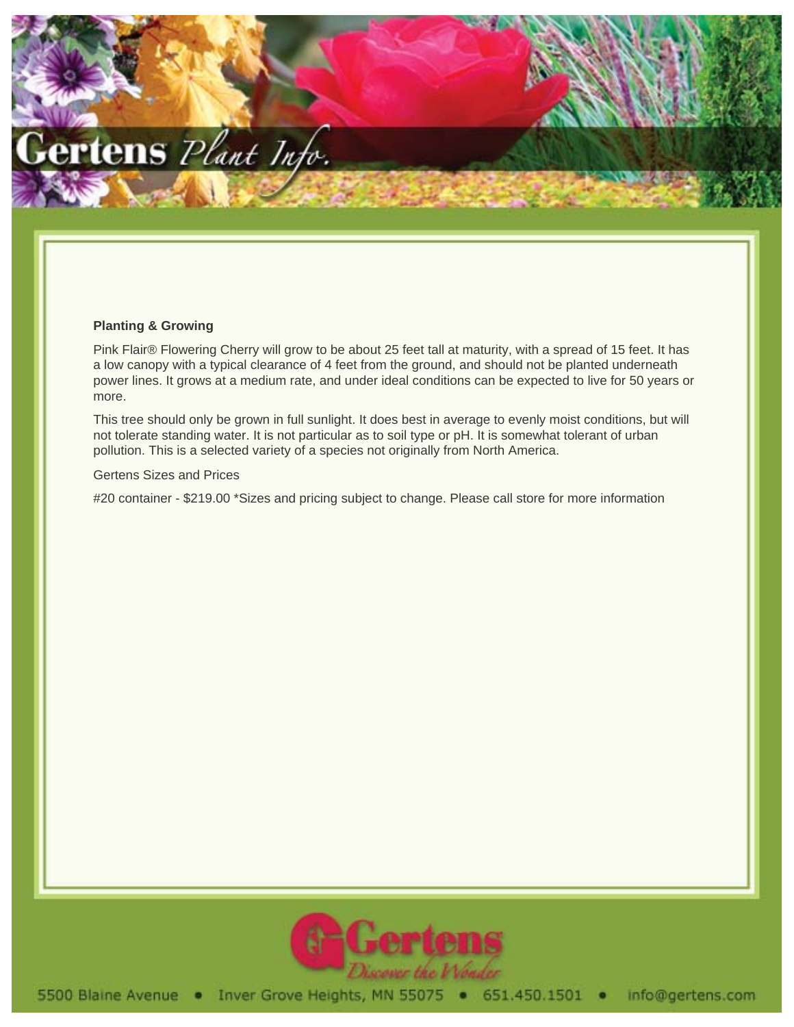**Planting & Growing**

Pink Flair® Flowering Cherry will grow to be about 25 feet tall at maturity, with a spread of 15 feet. It has a low canopy with a typical clearance of 4 feet from the ground, and should not be planted underneath power lines. It grows at a medium rate, and under ideal conditions can be expected to live for 50 years or more.

This tree should only be grown in full sunlight. It does best in average to evenly moist conditions, but will not tolerate standing water. It is not particular as to soil type or pH. It is somewhat tolerant of urban pollution. This is a selected variety of a species not originally from North America.

Gertens Sizes and Prices

#20 container - $219.00 *Sizes and pricing subject to change. Please call store for more information